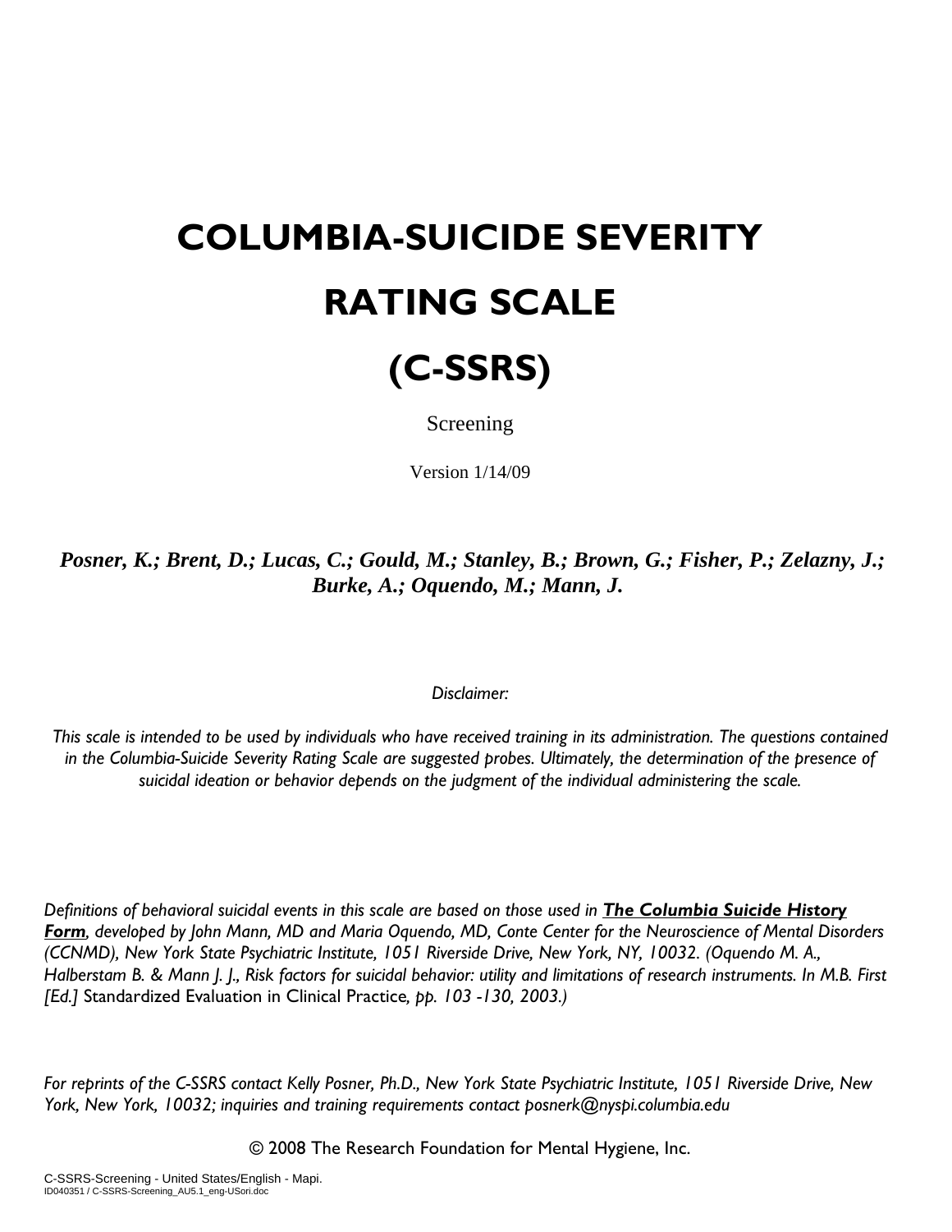# COLUMBIA-SUICIDE SEVERITY RATING SCALE (C-SSRS)

Screening

Version 1/14/09

***Posner, K.; Brent, D.; Lucas, C.; Gould, M.; Stanley, B.; Brown, G.; Fisher, P.; Zelazny, J.; Burke, A.; Oquendo, M.; Mann, J.***

*Disclaimer:*

*This scale is intended to be used by individuals who have received training in its administration. The questions contained in the Columbia-Suicide Severity Rating Scale are suggested probes. Ultimately, the determination of the presence of suicidal ideation or behavior depends on the judgment of the individual administering the scale.*

*Definitions of behavioral suicidal events in this scale are based on those used in* ***The Columbia Suicide History Form****, developed by John Mann, MD and Maria Oquendo, MD, Conte Center for the Neuroscience of Mental Disorders (CCNMD), New York State Psychiatric Institute, 1051 Riverside Drive, New York, NY, 10032. (Oquendo M. A., Halberstam B. & Mann J. J., Risk factors for suicidal behavior: utility and limitations of research instruments. In M.B. First [Ed.]* Standardized Evaluation in Clinical Practice*, pp. 103 -130, 2003.)*

*For reprints of the C-SSRS contact Kelly Posner, Ph.D., New York State Psychiatric Institute, 1051 Riverside Drive, New York, New York, 10032; inquiries and training requirements contact posnerk@nyspi.columbia.edu*

© 2008 The Research Foundation for Mental Hygiene, Inc.

C-SSRS-Screening - United States/English - Mapi.
ID040351 / C-SSRS-Screening_AU5.1_eng-USori.doc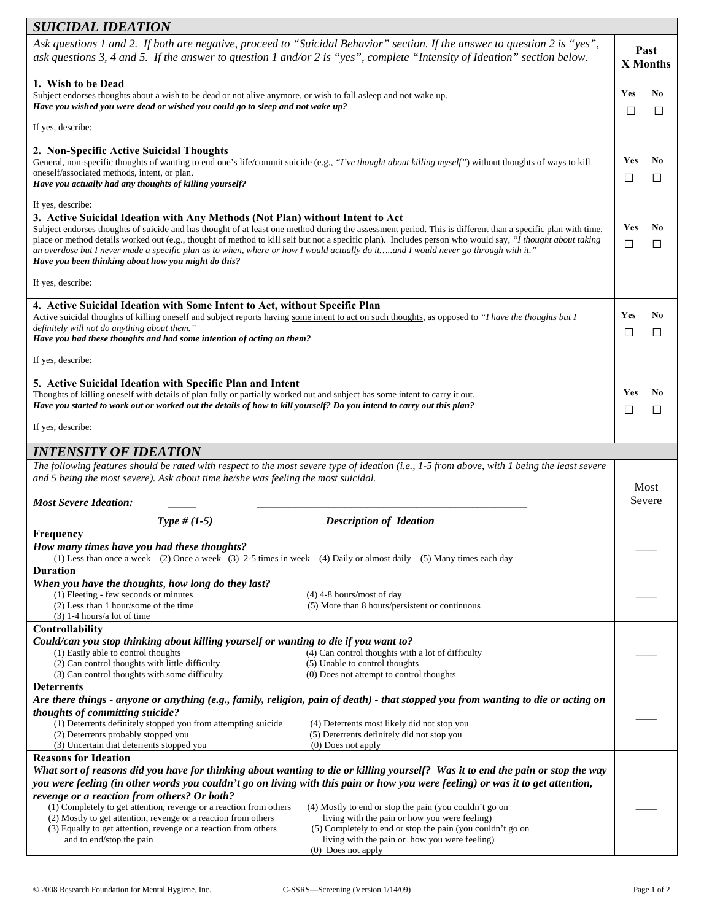## SUICIDAL IDEATION

| *Ask questions 1 and 2. If both are negative, proceed to "Suicidal Behavior" section. If the answer to question 2 is "yes", ask questions 3, 4 and 5. If the answer to question 1 and/or 2 is "yes", complete "Intensity of Ideation" section below.* | **Past X Months** |
|---|---|
| **1. Wish to be Dead**<br>Subject endorses thoughts about a wish to be dead or not alive anymore, or wish to fall asleep and not wake up.<br>***Have you wished you were dead or wished you could go to sleep and not wake up?***<br><br>If yes, describe: | **Yes** ☐ **No** ☐ |
| **2. Non-Specific Active Suicidal Thoughts**<br>General, non-specific thoughts of wanting to end one's life/commit suicide (e.g., *"I've thought about killing myself"*) without thoughts of ways to kill oneself/associated methods, intent, or plan.<br>***Have you actually had any thoughts of killing yourself?***<br><br>If yes, describe: | **Yes** ☐ **No** ☐ |
| **3. Active Suicidal Ideation with Any Methods (Not Plan) without Intent to Act**<br>Subject endorses thoughts of suicide and has thought of at least one method during the assessment period. This is different than a specific plan with time, place or method details worked out (e.g., thought of method to kill self but not a specific plan). Includes person who would say, *"I thought about taking an overdose but I never made a specific plan as to when, where or how I would actually do it…..and I would never go through with it."*<br>***Have you been thinking about how you might do this?***<br><br>If yes, describe: | **Yes** ☐ **No** ☐ |
| **4. Active Suicidal Ideation with Some Intent to Act, without Specific Plan**<br>Active suicidal thoughts of killing oneself and subject reports having some intent to act on such thoughts, as opposed to *"I have the thoughts but I definitely will not do anything about them."*<br>***Have you had these thoughts and had some intention of acting on them?***<br><br>If yes, describe: | **Yes** ☐ **No** ☐ |
| **5. Active Suicidal Ideation with Specific Plan and Intent**<br>Thoughts of killing oneself with details of plan fully or partially worked out and subject has some intent to carry it out.<br>***Have you started to work out or worked out the details of how to kill yourself? Do you intend to carry out this plan?***<br><br>If yes, describe: | **Yes** ☐ **No** ☐ |

## INTENSITY OF IDEATION

| *The following features should be rated with respect to the most severe type of ideation (i.e., 1-5 from above, with 1 being the least severe and 5 being the most severe). Ask about time he/she was feeling the most suicidal.*<br><br>***Most Severe Ideation:*** _____ ______________________________<br>***Type # (1-5)*** ***Description of Ideation*** | Most Severe |
|---|---|
| **Frequency**<br>***How many times have you had these thoughts?***<br>(1) Less than once a week (2) Once a week (3) 2-5 times in week (4) Daily or almost daily (5) Many times each day | ____ |
| **Duration**<br>***When you have the thoughts, how long do they last?***<br>(1) Fleeting - few seconds or minutes<br>(2) Less than 1 hour/some of the time<br>(3) 1-4 hours/a lot of time<br>(4) 4-8 hours/most of day<br>(5) More than 8 hours/persistent or continuous | ____ |
| **Controllability**<br>***Could/can you stop thinking about killing yourself or wanting to die if you want to?***<br>(1) Easily able to control thoughts<br>(2) Can control thoughts with little difficulty<br>(3) Can control thoughts with some difficulty<br>(4) Can control thoughts with a lot of difficulty<br>(5) Unable to control thoughts<br>(0) Does not attempt to control thoughts | ____ |
| **Deterrents**<br>***Are there things - anyone or anything (e.g., family, religion, pain of death) - that stopped you from wanting to die or acting on thoughts of committing suicide?***<br>(1) Deterrents definitely stopped you from attempting suicide<br>(2) Deterrents probably stopped you<br>(3) Uncertain that deterrents stopped you<br>(4) Deterrents most likely did not stop you<br>(5) Deterrents definitely did not stop you<br>(0) Does not apply | ____ |
| **Reasons for Ideation**<br>***What sort of reasons did you have for thinking about wanting to die or killing yourself? Was it to end the pain or stop the way you were feeling (in other words you couldn't go on living with this pain or how you were feeling) or was it to get attention, revenge or a reaction from others? Or both?***<br>(1) Completely to get attention, revenge or a reaction from others<br>(2) Mostly to get attention, revenge or a reaction from others<br>(3) Equally to get attention, revenge or a reaction from others and to end/stop the pain<br>(4) Mostly to end or stop the pain (you couldn't go on living with the pain or how you were feeling)<br>(5) Completely to end or stop the pain (you couldn't go on living with the pain or how you were feeling)<br>(0) Does not apply | ____ |

© 2008 Research Foundation for Mental Hygiene, Inc. C-SSRS—Screening (Version 1/14/09)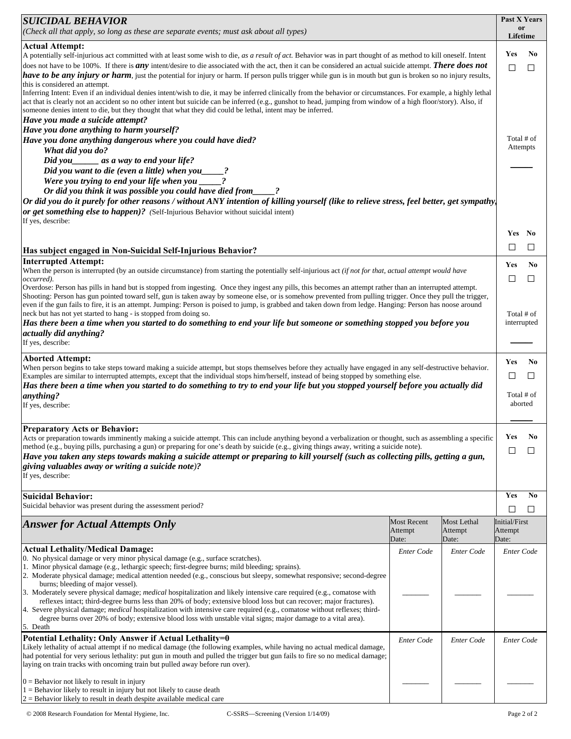| **SUICIDAL BEHAVIOR** *(Check all that apply, so long as these are separate events; must ask about all types)* | Past X Years or Lifetime |
| --- | --- |
| **Actual Attempt:** A potentially self-injurious act committed with at least some wish to die, *as a result of act.* Behavior was in part thought of as method to kill oneself. Intent does not have to be 100%. If there is ***any*** intent/desire to die associated with the act, then it can be considered an actual suicide attempt. ***There does not have to be any injury or harm***, just the potential for injury or harm. If person pulls trigger while gun is in mouth but gun is broken so no injury results, this is considered an attempt. Inferring Intent: Even if an individual denies intent/wish to die, it may be inferred clinically from the behavior or circumstances. For example, a highly lethal act that is clearly not an accident so no other intent but suicide can be inferred (e.g., gunshot to head, jumping from window of a high floor/story). Also, if someone denies intent to die, but they thought that what they did could be lethal, intent may be inferred. ***Have you made a suicide attempt?*** ***Have you done anything to harm yourself?*** ***Have you done anything dangerous where you could have died?*** ***What did you do?*** ***Did you______ as a way to end your life?*** ***Did you want to die (even a little) when you_____?*** ***Were you trying to end your life when you _____?*** ***Or did you think it was possible you could have died from_____?*** ***Or did you do it purely for other reasons / without ANY intention of killing yourself (like to relieve stress, feel better, get sympathy, or get something else to happen)?*** (Self-Injurious Behavior without suicidal intent) If yes, describe: | Yes ☐ No ☐ Total # of Attempts ______ |
| **Has subject engaged in Non-Suicidal Self-Injurious Behavior?** | Yes ☐ No ☐ |
| **Interrupted Attempt:** When the person is interrupted (by an outside circumstance) from starting the potentially self-injurious act *(if not for that, actual attempt would have occurred).* Overdose: Person has pills in hand but is stopped from ingesting. Once they ingest any pills, this becomes an attempt rather than an interrupted attempt. Shooting: Person has gun pointed toward self, gun is taken away by someone else, or is somehow prevented from pulling trigger. Once they pull the trigger, even if the gun fails to fire, it is an attempt. Jumping: Person is poised to jump, is grabbed and taken down from ledge. Hanging: Person has noose around neck but has not yet started to hang - is stopped from doing so. ***Has there been a time when you started to do something to end your life but someone or something stopped you before you actually did anything?*** If yes, describe: | Yes ☐ No ☐ Total # of interrupted ______ |
| **Aborted Attempt:** When person begins to take steps toward making a suicide attempt, but stops themselves before they actually have engaged in any self-destructive behavior. Examples are similar to interrupted attempts, except that the individual stops him/herself, instead of being stopped by something else. ***Has there been a time when you started to do something to try to end your life but you stopped yourself before you actually did anything?*** If yes, describe: | Yes ☐ No ☐ Total # of aborted ______ |
| **Preparatory Acts or Behavior:** Acts or preparation towards imminently making a suicide attempt. This can include anything beyond a verbalization or thought, such as assembling a specific method (e.g., buying pills, purchasing a gun) or preparing for one's death by suicide (e.g., giving things away, writing a suicide note). ***Have you taken any steps towards making a suicide attempt or preparing to kill yourself (such as collecting pills, getting a gun, giving valuables away or writing a suicide note)?*** If yes, describe: | Yes ☐ No ☐ |
| **Suicidal Behavior:** Suicidal behavior was present during the assessment period? | Yes ☐ No ☐ |

| ***Answer for Actual Attempts Only*** | Most Recent Attempt Date: | Most Lethal Attempt Date: | Initial/First Attempt Date: |
| --- | --- | --- | --- |
| **Actual Lethality/Medical Damage:** 0. No physical damage or very minor physical damage (e.g., surface scratches). 1. Minor physical damage (e.g., lethargic speech; first-degree burns; mild bleeding; sprains). 2. Moderate physical damage; medical attention needed (e.g., conscious but sleepy, somewhat responsive; second-degree burns; bleeding of major vessel). 3. Moderately severe physical damage; *medical* hospitalization and likely intensive care required (e.g., comatose with reflexes intact; third-degree burns less than 20% of body; extensive blood loss but can recover; major fractures). 4. Severe physical damage; *medical* hospitalization with intensive care required (e.g., comatose without reflexes; third-degree burns over 20% of body; extensive blood loss with unstable vital signs; major damage to a vital area). 5. Death | *Enter Code* ______ | *Enter Code* ______ | *Enter Code* ______ |
| **Potential Lethality: Only Answer if Actual Lethality=0** Likely lethality of actual attempt if no medical damage (the following examples, while having no actual medical damage, had potential for very serious lethality: put gun in mouth and pulled the trigger but gun fails to fire so no medical damage; laying on train tracks with oncoming train but pulled away before run over). 0 = Behavior not likely to result in injury 1 = Behavior likely to result in injury but not likely to cause death 2 = Behavior likely to result in death despite available medical care | *Enter Code* ______ | *Enter Code* ______ | *Enter Code* ______ |

© 2008 Research Foundation for Mental Hygiene, Inc. C-SSRS—Screening (Version 1/14/09)